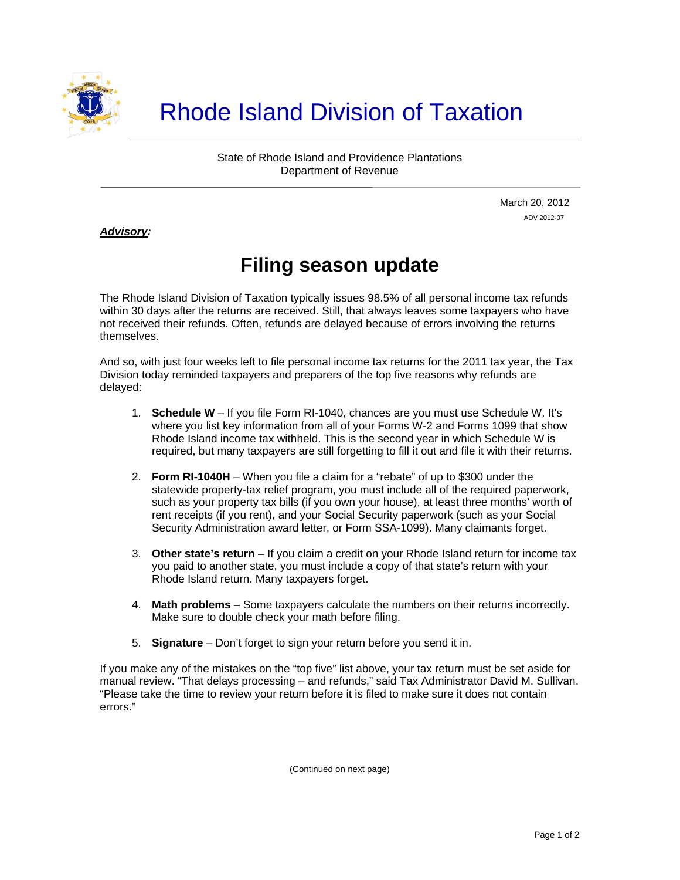# Rhode Island Division of Taxation

State of Rhode Island and Providence Plantations
Department of Revenue

March 20, 2012
ADV 2012-07

***Advisory:***

## Filing season update

The Rhode Island Division of Taxation typically issues 98.5% of all personal income tax refunds within 30 days after the returns are received. Still, that always leaves some taxpayers who have not received their refunds. Often, refunds are delayed because of errors involving the returns themselves.

And so, with just four weeks left to file personal income tax returns for the 2011 tax year, the Tax Division today reminded taxpayers and preparers of the top five reasons why refunds are delayed:

1. **Schedule W** – If you file Form RI-1040, chances are you must use Schedule W. It's where you list key information from all of your Forms W-2 and Forms 1099 that show Rhode Island income tax withheld. This is the second year in which Schedule W is required, but many taxpayers are still forgetting to fill it out and file it with their returns.

2. **Form RI-1040H** – When you file a claim for a "rebate" of up to $300 under the statewide property-tax relief program, you must include all of the required paperwork, such as your property tax bills (if you own your house), at least three months' worth of rent receipts (if you rent), and your Social Security paperwork (such as your Social Security Administration award letter, or Form SSA-1099). Many claimants forget.

3. **Other state's return** – If you claim a credit on your Rhode Island return for income tax you paid to another state, you must include a copy of that state's return with your Rhode Island return. Many taxpayers forget.

4. **Math problems** – Some taxpayers calculate the numbers on their returns incorrectly. Make sure to double check your math before filing.

5. **Signature** – Don't forget to sign your return before you send it in.

If you make any of the mistakes on the "top five" list above, your tax return must be set aside for manual review. "That delays processing – and refunds," said Tax Administrator David M. Sullivan. "Please take the time to review your return before it is filed to make sure it does not contain errors."

(Continued on next page)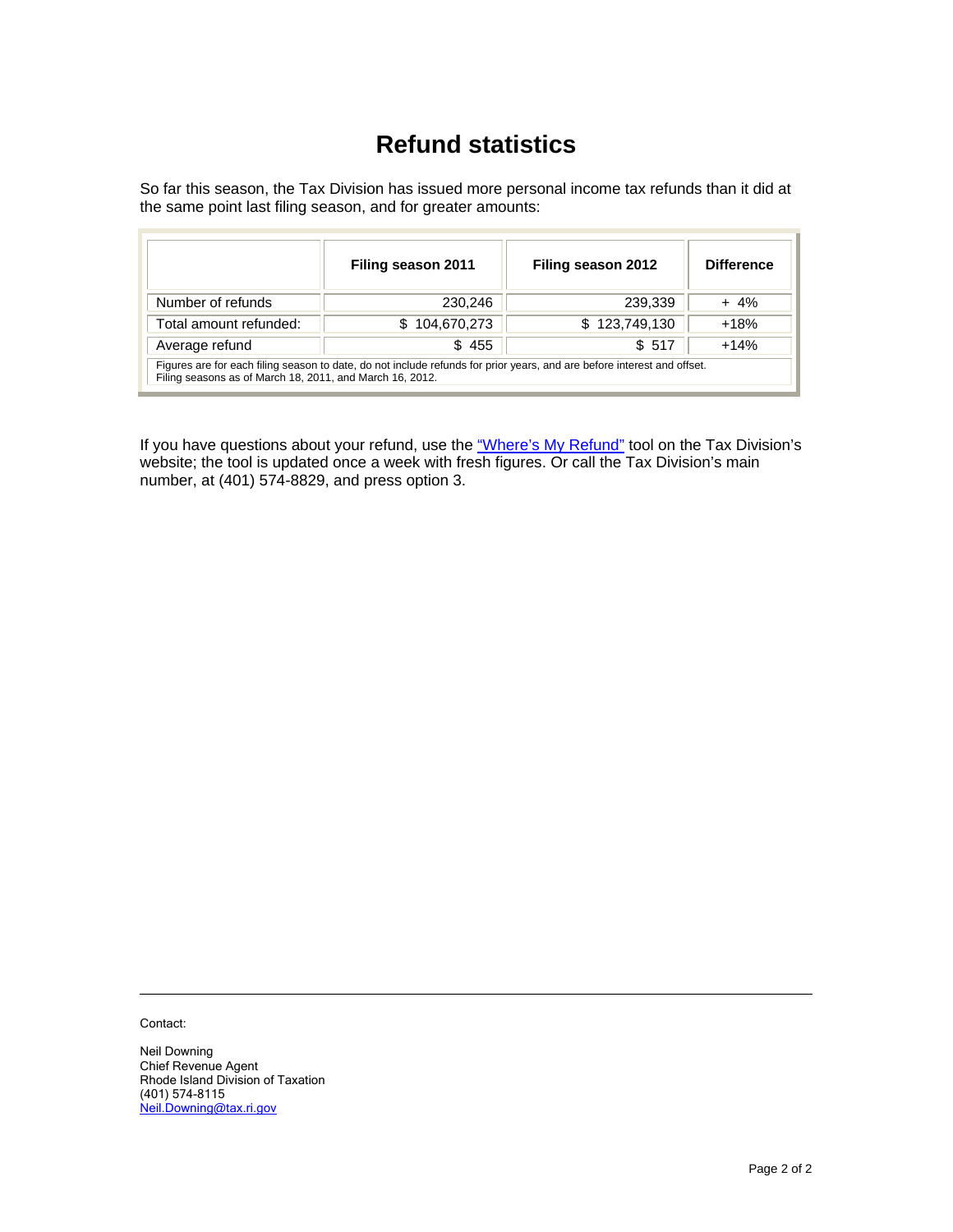# Refund statistics

So far this season, the Tax Division has issued more personal income tax refunds than it did at the same point last filing season, and for greater amounts:

| | Filing season 2011 | Filing season 2012 | Difference |
|---|---|---|---|
| Number of refunds | 230,246 | 239,339 | + 4% |
| Total amount refunded: | $ 104,670,273 | $ 123,749,130 | +18% |
| Average refund | $ 455 | $ 517 | +14% |

Figures are for each filing season to date, do not include refunds for prior years, and are before interest and offset. Filing seasons as of March 18, 2011, and March 16, 2012.

If you have questions about your refund, use the "Where's My Refund" tool on the Tax Division's website; the tool is updated once a week with fresh figures. Or call the Tax Division's main number, at (401) 574-8829, and press option 3.

---

Contact:

Neil Downing
Chief Revenue Agent
Rhode Island Division of Taxation
(401) 574-8115
Neil.Downing@tax.ri.gov